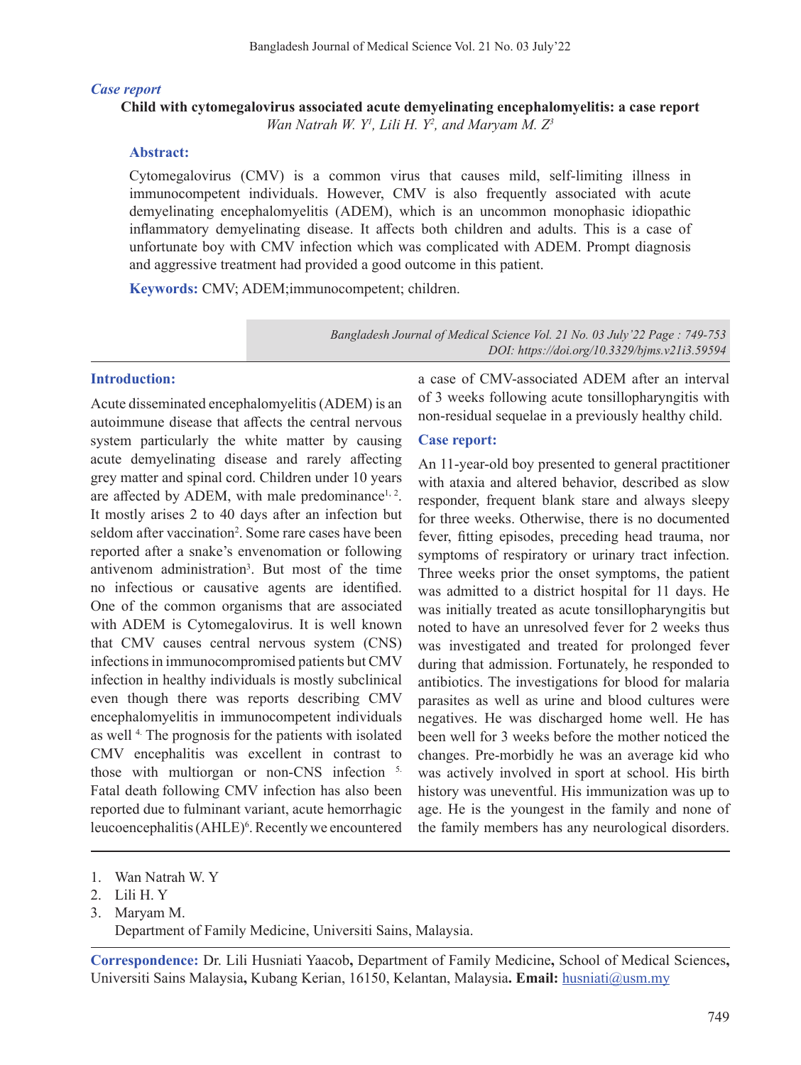*Case report*

# Child with cytomegalovirus associated acute demyelinating encephalomyelitis: a case report

*Wan Natrah W. Y[1], Lili H. Y[2], and Maryam M. Z[3]*

## Abstract:

Cytomegalovirus (CMV) is a common virus that causes mild, self-limiting illness in immunocompetent individuals. However, CMV is also frequently associated with acute demyelinating encephalomyelitis (ADEM), which is an uncommon monophasic idiopathic inflammatory demyelinating disease. It affects both children and adults. This is a case of unfortunate boy with CMV infection which was complicated with ADEM. Prompt diagnosis and aggressive treatment had provided a good outcome in this patient.

**Keywords:** CMV; ADEM;immunocompetent; children.

*DOI: https://doi.org/10.3329/bjms.v21i3.59594*

## Introduction:

Acute disseminated encephalomyelitis (ADEM) is an autoimmune disease that affects the central nervous system particularly the white matter by causing acute demyelinating disease and rarely affecting grey matter and spinal cord. Children under 10 years are affected by ADEM, with male predominance[1, 2]. It mostly arises 2 to 40 days after an infection but seldom after vaccination[2]. Some rare cases have been reported after a snake's envenomation or following antivenom administration[3]. But most of the time no infectious or causative agents are identified. One of the common organisms that are associated with ADEM is Cytomegalovirus. It is well known that CMV causes central nervous system (CNS) infections in immunocompromised patients but CMV infection in healthy individuals is mostly subclinical even though there was reports describing CMV encephalomyelitis in immunocompetent individuals as well [4]. The prognosis for the patients with isolated CMV encephalitis was excellent in contrast to those with multiorgan or non-CNS infection [5]. Fatal death following CMV infection has also been reported due to fulminant variant, acute hemorrhagic leucoencephalitis (AHLE)[6]. Recently we encountered a case of CMV-associated ADEM after an interval of 3 weeks following acute tonsillopharyngitis with non-residual sequelae in a previously healthy child.

## Case report:

An 11-year-old boy presented to general practitioner with ataxia and altered behavior, described as slow responder, frequent blank stare and always sleepy for three weeks. Otherwise, there is no documented fever, fitting episodes, preceding head trauma, nor symptoms of respiratory or urinary tract infection. Three weeks prior the onset symptoms, the patient was admitted to a district hospital for 11 days. He was initially treated as acute tonsillopharyngitis but noted to have an unresolved fever for 2 weeks thus was investigated and treated for prolonged fever during that admission. Fortunately, he responded to antibiotics. The investigations for blood for malaria parasites as well as urine and blood cultures were negatives. He was discharged home well. He has been well for 3 weeks before the mother noticed the changes. Pre-morbidly he was an average kid who was actively involved in sport at school. His birth history was uneventful. His immunization was up to age. He is the youngest in the family and none of the family members has any neurological disorders.

1. Wan Natrah W. Y
2. Lili H. Y
3. Maryam M.

Department of Family Medicine, Universiti Sains, Malaysia.

**Correspondence:** Dr. Lili Husniati Yaacob**,** Department of Family Medicine**,** School of Medical Sciences**,** Universiti Sains Malaysia**,** Kubang Kerian, 16150, Kelantan, Malaysia**. Email:** husniati@usm.my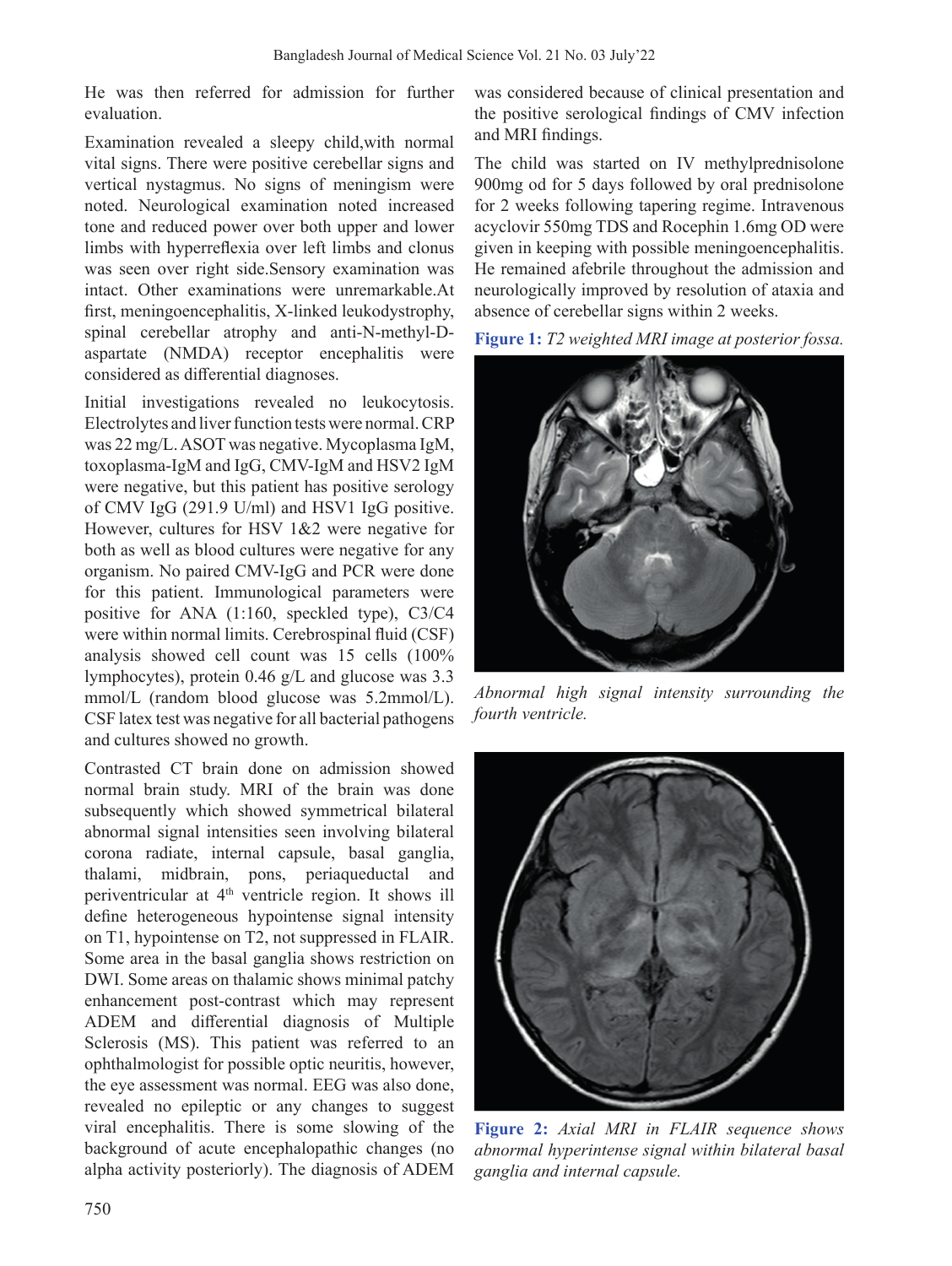He was then referred for admission for further evaluation.

Examination revealed a sleepy child,with normal vital signs. There were positive cerebellar signs and vertical nystagmus. No signs of meningism were noted. Neurological examination noted increased tone and reduced power over both upper and lower limbs with hyperreflexia over left limbs and clonus was seen over right side.Sensory examination was intact. Other examinations were unremarkable.At first, meningoencephalitis, X-linked leukodystrophy, spinal cerebellar atrophy and anti-N-methyl-D-aspartate (NMDA) receptor encephalitis were considered as differential diagnoses.

Initial investigations revealed no leukocytosis. Electrolytes and liver function tests were normal. CRP was 22 mg/L. ASOT was negative. Mycoplasma IgM, toxoplasma-IgM and IgG, CMV-IgM and HSV2 IgM were negative, but this patient has positive serology of CMV IgG (291.9 U/ml) and HSV1 IgG positive. However, cultures for HSV 1&2 were negative for both as well as blood cultures were negative for any organism. No paired CMV-IgG and PCR were done for this patient. Immunological parameters were positive for ANA (1:160, speckled type), C3/C4 were within normal limits. Cerebrospinal fluid (CSF) analysis showed cell count was 15 cells (100% lymphocytes), protein 0.46 g/L and glucose was 3.3 mmol/L (random blood glucose was 5.2mmol/L). CSF latex test was negative for all bacterial pathogens and cultures showed no growth.

Contrasted CT brain done on admission showed normal brain study. MRI of the brain was done subsequently which showed symmetrical bilateral abnormal signal intensities seen involving bilateral corona radiate, internal capsule, basal ganglia, thalami, midbrain, pons, periaqueductal and periventricular at 4th ventricle region. It shows ill define heterogeneous hypointense signal intensity on T1, hypointense on T2, not suppressed in FLAIR. Some area in the basal ganglia shows restriction on DWI. Some areas on thalamic shows minimal patchy enhancement post-contrast which may represent ADEM and differential diagnosis of Multiple Sclerosis (MS). This patient was referred to an ophthalmologist for possible optic neuritis, however, the eye assessment was normal. EEG was also done, revealed no epileptic or any changes to suggest viral encephalitis. There is some slowing of the background of acute encephalopathic changes (no alpha activity posteriorly). The diagnosis of ADEM was considered because of clinical presentation and the positive serological findings of CMV infection and MRI findings.

The child was started on IV methylprednisolone 900mg od for 5 days followed by oral prednisolone for 2 weeks following tapering regime. Intravenous acyclovir 550mg TDS and Rocephin 1.6mg OD were given in keeping with possible meningoencephalitis. He remained afebrile throughout the admission and neurologically improved by resolution of ataxia and absence of cerebellar signs within 2 weeks.

**Figure 1:** *T2 weighted MRI image at posterior fossa.*

*Abnormal high signal intensity surrounding the fourth ventricle.*

**Figure 2:** *Axial MRI in FLAIR sequence shows abnormal hyperintense signal within bilateral basal ganglia and internal capsule.*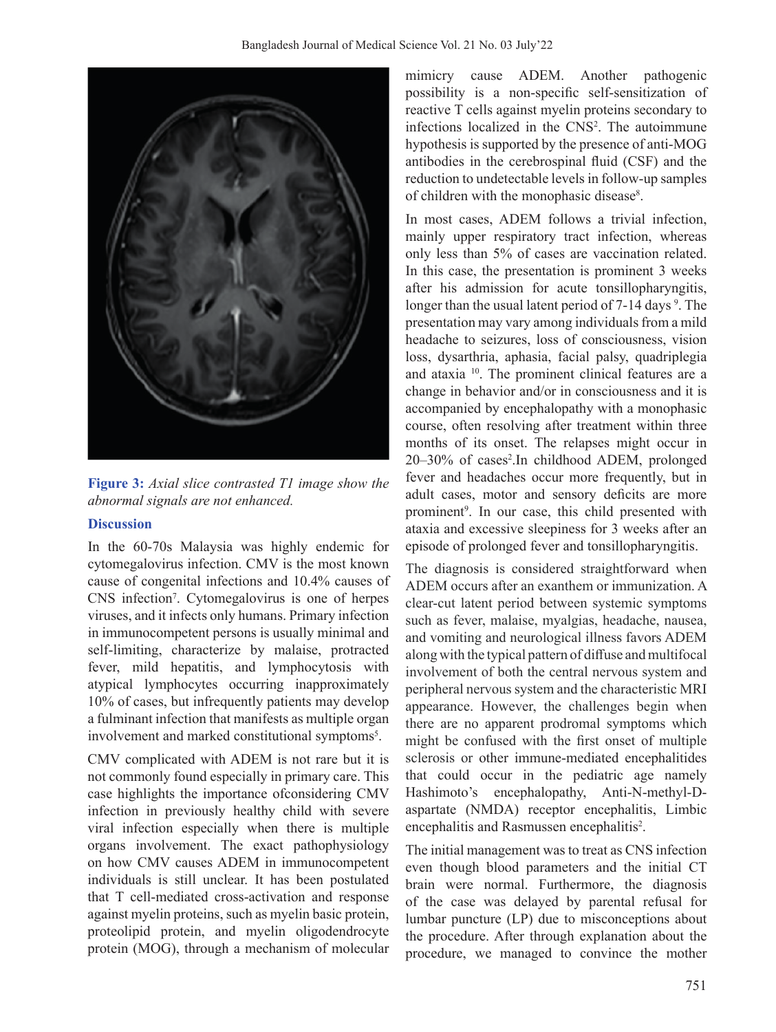**Figure 3:** *Axial slice contrasted T1 image show the abnormal signals are not enhanced.*

## Discussion

In the 60-70s Malaysia was highly endemic for cytomegalovirus infection. CMV is the most known cause of congenital infections and 10.4% causes of CNS infection[7]. Cytomegalovirus is one of herpes viruses, and it infects only humans. Primary infection in immunocompetent persons is usually minimal and self-limiting, characterize by malaise, protracted fever, mild hepatitis, and lymphocytosis with atypical lymphocytes occurring inapproximately 10% of cases, but infrequently patients may develop a fulminant infection that manifests as multiple organ involvement and marked constitutional symptoms[5].

CMV complicated with ADEM is not rare but it is not commonly found especially in primary care. This case highlights the importance ofconsidering CMV infection in previously healthy child with severe viral infection especially when there is multiple organs involvement. The exact pathophysiology on how CMV causes ADEM in immunocompetent individuals is still unclear. It has been postulated that T cell-mediated cross-activation and response against myelin proteins, such as myelin basic protein, proteolipid protein, and myelin oligodendrocyte protein (MOG), through a mechanism of molecular mimicry cause ADEM. Another pathogenic possibility is a non-specific self-sensitization of reactive T cells against myelin proteins secondary to infections localized in the CNS[2]. The autoimmune hypothesis is supported by the presence of anti-MOG antibodies in the cerebrospinal fluid (CSF) and the reduction to undetectable levels in follow-up samples of children with the monophasic disease[8].

In most cases, ADEM follows a trivial infection, mainly upper respiratory tract infection, whereas only less than 5% of cases are vaccination related. In this case, the presentation is prominent 3 weeks after his admission for acute tonsillopharyngitis, longer than the usual latent period of 7-14 days [9]. The presentation may vary among individuals from a mild headache to seizures, loss of consciousness, vision loss, dysarthria, aphasia, facial palsy, quadriplegia and ataxia [10]. The prominent clinical features are a change in behavior and/or in consciousness and it is accompanied by encephalopathy with a monophasic course, often resolving after treatment within three months of its onset. The relapses might occur in 20–30% of cases[2].In childhood ADEM, prolonged fever and headaches occur more frequently, but in adult cases, motor and sensory deficits are more prominent[9]. In our case, this child presented with ataxia and excessive sleepiness for 3 weeks after an episode of prolonged fever and tonsillopharyngitis.

The diagnosis is considered straightforward when ADEM occurs after an exanthem or immunization. A clear-cut latent period between systemic symptoms such as fever, malaise, myalgias, headache, nausea, and vomiting and neurological illness favors ADEM along with the typical pattern of diffuse and multifocal involvement of both the central nervous system and peripheral nervous system and the characteristic MRI appearance. However, the challenges begin when there are no apparent prodromal symptoms which might be confused with the first onset of multiple sclerosis or other immune-mediated encephalitides that could occur in the pediatric age namely Hashimoto's encephalopathy, Anti-N-methyl-D-aspartate (NMDA) receptor encephalitis, Limbic encephalitis and Rasmussen encephalitis[2].

The initial management was to treat as CNS infection even though blood parameters and the initial CT brain were normal. Furthermore, the diagnosis of the case was delayed by parental refusal for lumbar puncture (LP) due to misconceptions about the procedure. After through explanation about the procedure, we managed to convince the mother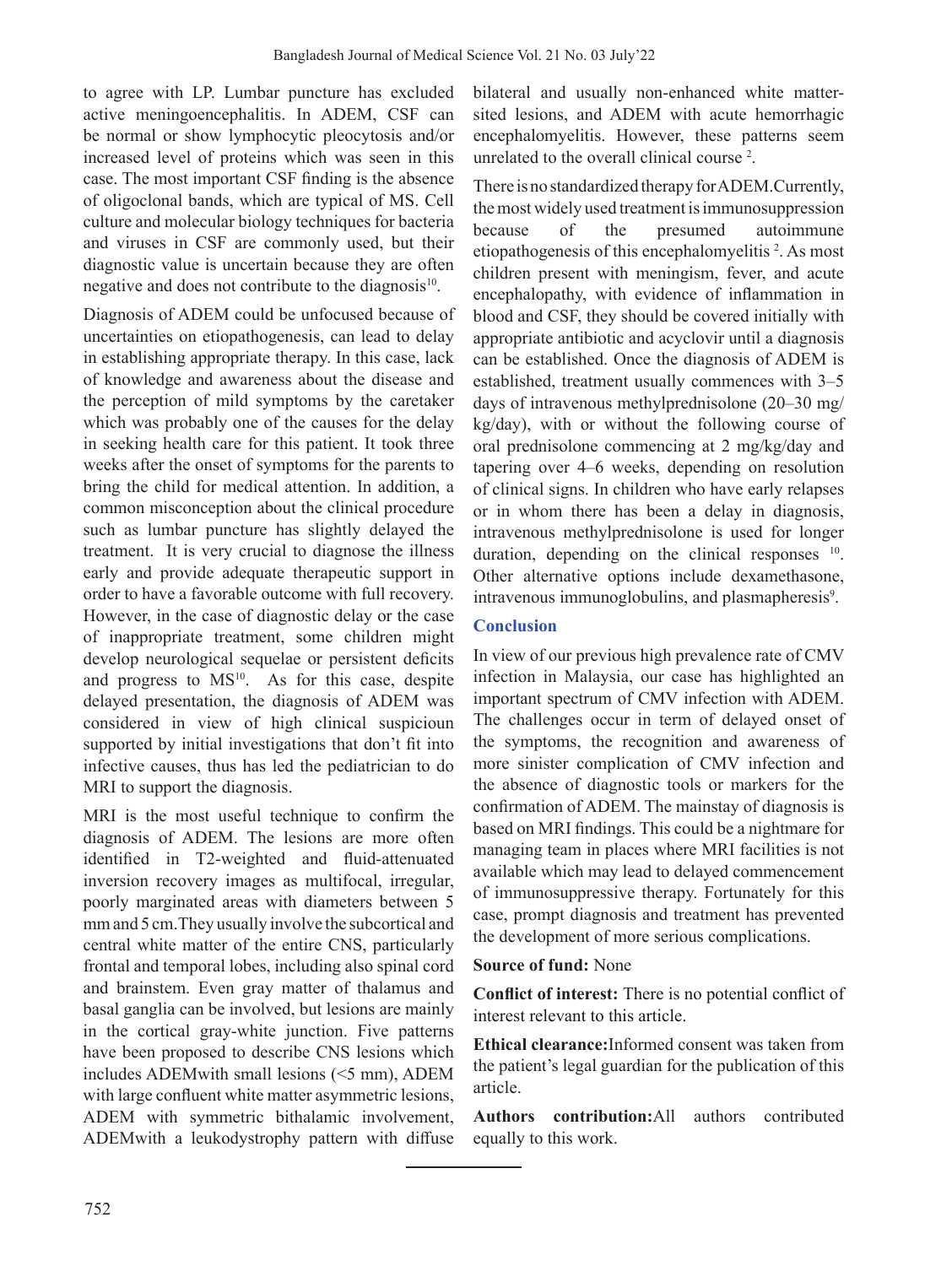to agree with LP. Lumbar puncture has excluded active meningoencephalitis. In ADEM, CSF can be normal or show lymphocytic pleocytosis and/or increased level of proteins which was seen in this case. The most important CSF finding is the absence of oligoclonal bands, which are typical of MS. Cell culture and molecular biology techniques for bacteria and viruses in CSF are commonly used, but their diagnostic value is uncertain because they are often negative and does not contribute to the diagnosis[10].

Diagnosis of ADEM could be unfocused because of uncertainties on etiopathogenesis, can lead to delay in establishing appropriate therapy. In this case, lack of knowledge and awareness about the disease and the perception of mild symptoms by the caretaker which was probably one of the causes for the delay in seeking health care for this patient. It took three weeks after the onset of symptoms for the parents to bring the child for medical attention. In addition, a common misconception about the clinical procedure such as lumbar puncture has slightly delayed the treatment. It is very crucial to diagnose the illness early and provide adequate therapeutic support in order to have a favorable outcome with full recovery. However, in the case of diagnostic delay or the case of inappropriate treatment, some children might develop neurological sequelae or persistent deficits and progress to MS[10]. As for this case, despite delayed presentation, the diagnosis of ADEM was considered in view of high clinical suspicioun supported by initial investigations that don't fit into infective causes, thus has led the pediatrician to do MRI to support the diagnosis.

MRI is the most useful technique to confirm the diagnosis of ADEM. The lesions are more often identified in T2-weighted and fluid-attenuated inversion recovery images as multifocal, irregular, poorly marginated areas with diameters between 5 mm and 5 cm. They usually involve the subcortical and central white matter of the entire CNS, particularly frontal and temporal lobes, including also spinal cord and brainstem. Even gray matter of thalamus and basal ganglia can be involved, but lesions are mainly in the cortical gray-white junction. Five patterns have been proposed to describe CNS lesions which includes ADEMwith small lesions (<5 mm), ADEM with large confluent white matter asymmetric lesions, ADEM with symmetric bithalamic involvement, ADEMwith a leukodystrophy pattern with diffuse bilateral and usually non-enhanced white matter-sited lesions, and ADEM with acute hemorrhagic encephalomyelitis. However, these patterns seem unrelated to the overall clinical course[2].

There is no standardized therapy for ADEM. Currently, the most widely used treatment is immunosuppression because of the presumed autoimmune etiopathogenesis of this encephalomyelitis[2]. As most children present with meningism, fever, and acute encephalopathy, with evidence of inflammation in blood and CSF, they should be covered initially with appropriate antibiotic and acyclovir until a diagnosis can be established. Once the diagnosis of ADEM is established, treatment usually commences with 3–5 days of intravenous methylprednisolone (20–30 mg/kg/day), with or without the following course of oral prednisolone commencing at 2 mg/kg/day and tapering over 4–6 weeks, depending on resolution of clinical signs. In children who have early relapses or in whom there has been a delay in diagnosis, intravenous methylprednisolone is used for longer duration, depending on the clinical responses[10]. Other alternative options include dexamethasone, intravenous immunoglobulins, and plasmapheresis[9].

## Conclusion

In view of our previous high prevalence rate of CMV infection in Malaysia, our case has highlighted an important spectrum of CMV infection with ADEM. The challenges occur in term of delayed onset of the symptoms, the recognition and awareness of more sinister complication of CMV infection and the absence of diagnostic tools or markers for the confirmation of ADEM. The mainstay of diagnosis is based on MRI findings. This could be a nightmare for managing team in places where MRI facilities is not available which may lead to delayed commencement of immunosuppressive therapy. Fortunately for this case, prompt diagnosis and treatment has prevented the development of more serious complications.

**Source of fund:** None

**Conflict of interest:** There is no potential conflict of interest relevant to this article.

**Ethical clearance:**Informed consent was taken from the patient's legal guardian for the publication of this article.

**Authors contribution:**All authors contributed equally to this work.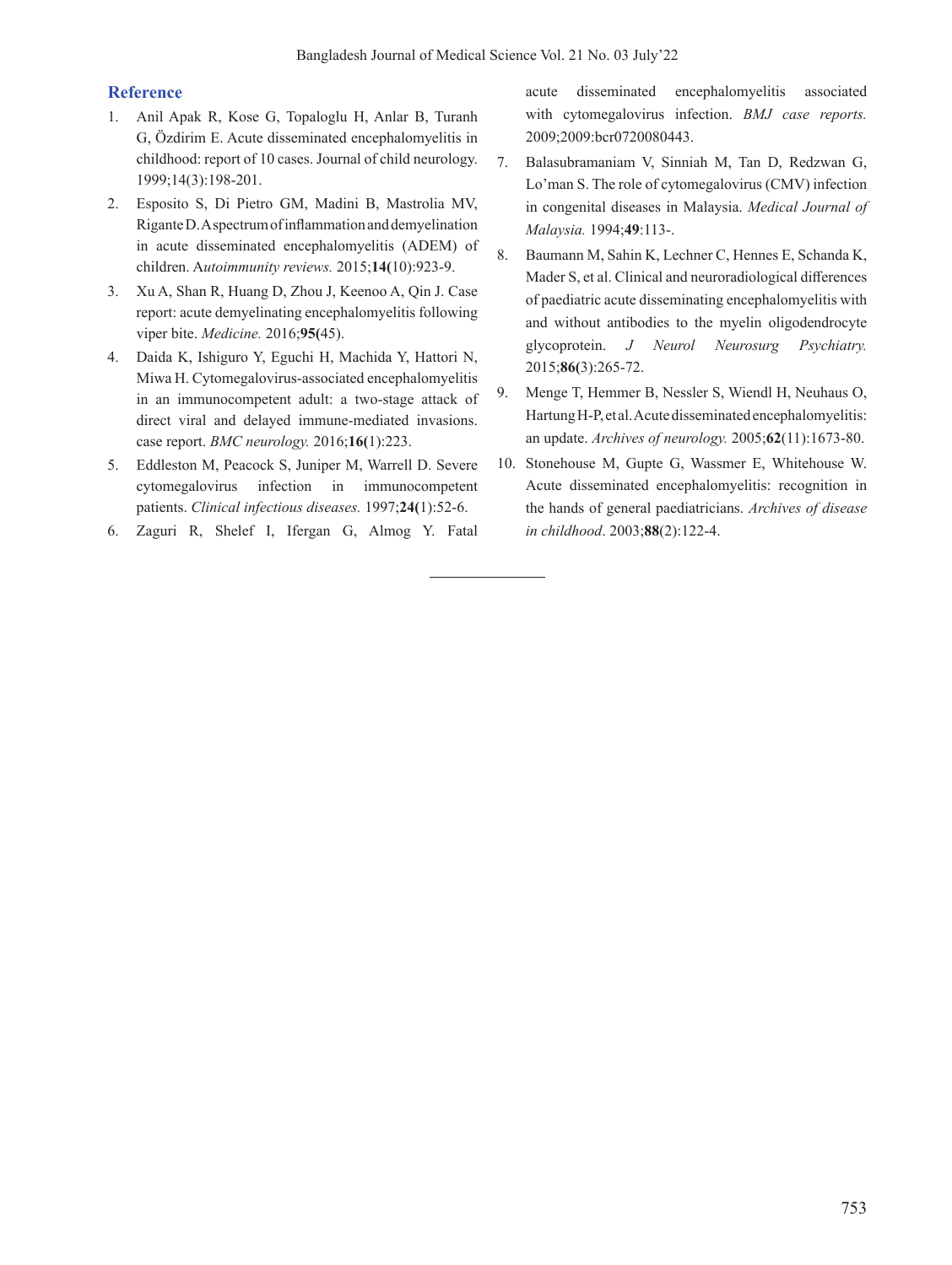## Reference

1. Anil Apak R, Kose G, Topaloglu H, Anlar B, Turanh G, Özdirim E. Acute disseminated encephalomyelitis in childhood: report of 10 cases. Journal of child neurology. 1999;14(3):198-201.
2. Esposito S, Di Pietro GM, Madini B, Mastrolia MV, Rigante D. A spectrum of inflammation and demyelination in acute disseminated encephalomyelitis (ADEM) of children. A*utoimmunity reviews.* 2015;**14(**10):923-9.
3. Xu A, Shan R, Huang D, Zhou J, Keenoo A, Qin J. Case report: acute demyelinating encephalomyelitis following viper bite. *Medicine.* 2016;**95(**45).
4. Daida K, Ishiguro Y, Eguchi H, Machida Y, Hattori N, Miwa H. Cytomegalovirus-associated encephalomyelitis in an immunocompetent adult: a two-stage attack of direct viral and delayed immune-mediated invasions. case report. *BMC neurology.* 2016;**16(**1):223.
5. Eddleston M, Peacock S, Juniper M, Warrell D. Severe cytomegalovirus infection in immunocompetent patients. *Clinical infectious diseases.* 1997;**24(**1):52-6.
6. Zaguri R, Shelef I, Ifergan G, Almog Y. Fatal acute disseminated encephalomyelitis associated with cytomegalovirus infection. *BMJ case reports.* 2009;2009:bcr0720080443.
7. Balasubramaniam V, Sinniah M, Tan D, Redzwan G, Lo'man S. The role of cytomegalovirus (CMV) infection in congenital diseases in Malaysia. *Medical Journal of Malaysia.* 1994;**49**:113-.
8. Baumann M, Sahin K, Lechner C, Hennes E, Schanda K, Mader S, et al. Clinical and neuroradiological differences of paediatric acute disseminating encephalomyelitis with and without antibodies to the myelin oligodendrocyte glycoprotein. *J Neurol Neurosurg Psychiatry.* 2015;**86(**3):265-72.
9. Menge T, Hemmer B, Nessler S, Wiendl H, Neuhaus O, Hartung H-P, et al. Acute disseminated encephalomyelitis: an update. *Archives of neurology.* 2005;**62**(11):1673-80.
10. Stonehouse M, Gupte G, Wassmer E, Whitehouse W. Acute disseminated encephalomyelitis: recognition in the hands of general paediatricians. *Archives of disease in childhood*. 2003;**88**(2):122-4.